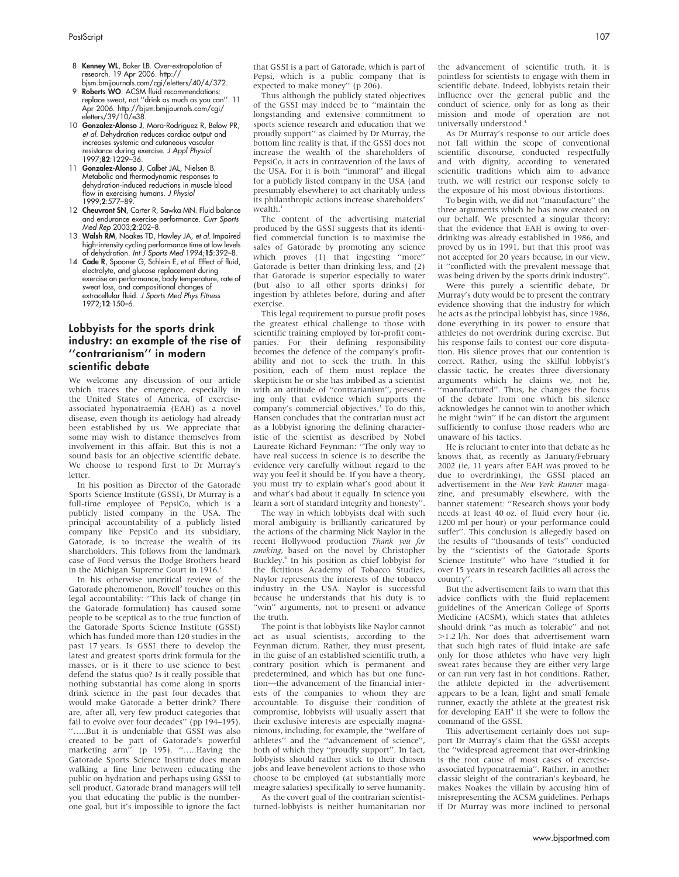8 **Kenney WL**, Baker LB. Over-extrapolation of research. 19 Apr 2006. http://bjsm.bmjjournals.com/cgi/eletters/40/4/372.

9 **Roberts WO**. ACSM fluid recommendations: replace sweat, not ''drink as much as you can''. 11 Apr 2006. http://bjsm.bmjjournals.com/cgi/eletters/39/10/e38.

10 **Gonzalez-Alonso J**, Mora-Rodriguez R, Below PR, *et al*. Dehydration reduces cardiac output and increases systemic and cutaneous vascular resistance during exercise. *J Appl Physiol* 1997;**82**:1229–36.

11 **Gonzalez-Alonso J**, Calbet JAL, Nielsen B. Metabolic and thermodynamic responses to dehydration-induced reductions in muscle blood flow in exercising humans. *J Physiol* 1999;**2**:577–89.

12 **Cheuvront SN**, Carter R, Sawka MN. Fluid balance and endurance exercise performance. *Curr Sports Med Rep* 2003;**2**:202–8.

13 **Walsh RM**, Noakes TD, Hawley JA, *et al*. Impaired high-intensity cycling performance time at low levels of dehydration. *Int J Sports Med* 1994;**15**:392–8.

14 **Cade R**, Spooner G, Schlein E, *et al*. Effect of fluid, electrolyte, and glucose replacement during exercise on performance, body temperature, rate of sweat loss, and compositional changes of extracellular fluid. *J Sports Med Phys Fitness* 1972;**12**:150–6.

## Lobbyists for the sports drink industry: an example of the rise of ''contrarianism'' in modern scientific debate

We welcome any discussion of our article which traces the emergence, especially in the United States of America, of exercise-associated hyponatraemia (EAH) as a novel disease, even though its aetiology had already been established by us. We appreciate that some may wish to distance themselves from involvement in this affair. But this is not a sound basis for an objective scientific debate. We choose to respond first to Dr Murray's letter.

In his position as Director of the Gatorade Sports Science Institute (GSSI), Dr Murray is a full-time employee of PepsiCo, which is a publicly listed company in the USA. The principal accountability of a publicly listed company like PepsiCo and its subsidiary, Gatorade, is to increase the wealth of its shareholders. This follows from the landmark case of Ford versus the Dodge Brothers heard in the Michigan Supreme Court in 1916.[1]

In his otherwise uncritical review of the Gatorade phenomenon, Rovell[2] touches on this legal accountability: ''This lack of change (in the Gatorade formulation) has caused some people to be sceptical as to the true function of the Gatorade Sports Science Institute (GSSI) which has funded more than 120 studies in the past 17 years. Is GSSI there to develop the latest and greatest sports drink formula for the masses, or is it there to use science to best defend the status quo? Is it really possible that nothing substantial has come along in sports drink science in the past four decades that would make Gatorade a better drink? There are, after all, very few product categories that fail to evolve over four decades'' (pp 194–195). ''.....But it is undeniable that GSSI was also created to be part of Gatorade's powerful marketing arm'' (p 195). ''.....Having the Gatorade Sports Science Institute does mean walking a fine line between educating the public on hydration and perhaps using GSSI to sell product. Gatorade brand managers will tell you that educating the public is the number-one goal, but it's impossible to ignore the fact that GSSI is a part of Gatorade, which is part of Pepsi, which is a public company that is expected to make money'' (p 206).

Thus although the publicly stated objectives of the GSSI may indeed be to ''maintain the longstanding and extensive commitment to sports science research and education that we proudly support'' as claimed by Dr Murray, the bottom line reality is that, if the GSSI does not increase the wealth of the shareholders of PepsiCo, it acts in contravention of the laws of the USA. For it is both ''immoral'' and illegal for a publicly listed company in the USA (and presumably elsewhere) to act charitably unless its philanthropic actions increase shareholders' wealth.[1]

The content of the advertising material produced by the GSSI suggests that its identified commercial function is to maximise the sales of Gatorade by promoting any science which proves (1) that ingesting ''more'' Gatorade is better than drinking less, and (2) that Gatorade is superior especially to water (but also to all other sports drinks) for ingestion by athletes before, during and after exercise.

This legal requirement to pursue profit poses the greatest ethical challenge to those with scientific training employed by for-profit companies. For their defining responsibility becomes the defence of the company's profitability and not to seek the truth. In this position, each of them must replace the skepticism he or she has imbibed as a scientist with an attitude of ''contrarianism'', presenting only that evidence which supports the company's commercial objectives.[3] To do this, Hansen concludes that the contrarian must act as a lobbyist ignoring the defining characteristic of the scientist as described by Nobel Laureate Richard Feynman: ''The only way to have real success in science is to describe the evidence very carefully without regard to the way you feel it should be. If you have a theory, you must try to explain what's good about it and what's bad about it equally. In science you learn a sort of standard integrity and honesty''.

The way in which lobbyists deal with such moral ambiguity is brilliantly caricatured by the actions of the charming Nick Naylor in the recent Hollywood production *Thank you for smoking*, based on the novel by Christopher Buckley.[4] In his position as chief lobbyist for the fictitious Academy of Tobacco Studies, Naylor represents the interests of the tobacco industry in the USA. Naylor is successful because he understands that his duty is to ''win'' arguments, not to present or advance the truth.

The point is that lobbyists like Naylor cannot act as usual scientists, according to the Feynman dictum. Rather, they must present, in the guise of an established scientific truth, a contrary position which is permanent and predetermined, and which has but one function—the advancement of the financial interests of the companies to whom they are accountable. To disguise their condition of compromise, lobbyists will usually assert that their exclusive interests are especially magnanimous, including, for example, the ''welfare of athletes'' and the ''advancement of science'', both of which they ''proudly support''. In fact, lobbyists should rather stick to their chosen jobs and leave benevolent actions to those who choose to be employed (at substantially more meagre salaries) specifically to serve humanity.

As the covert goal of the contrarian scientist-turned-lobbyists is neither humanitarian nor the advancement of scientific truth, it is pointless for scientists to engage with them in scientific debate. Indeed, lobbyists retain their influence over the general public and the conduct of science, only for as long as their mission and mode of operation are not universally understood.[4]

As Dr Murray's response to our article does not fall within the scope of conventional scientific discourse, conducted respectfully and with dignity, according to venerated scientific traditions which aim to advance truth, we will restrict our response solely to the exposure of his most obvious distortions.

To begin with, we did not ''manufacture'' the three arguments which he has now created on our behalf. We presented a singular theory: that the evidence that EAH is owing to over-drinking was already established in 1986, and proved by us in 1991, but that this proof was not accepted for 20 years because, in our view, it ''conflicted with the prevalent message that was being driven by the sports drink industry''.

Were this purely a scientific debate, Dr Murray's duty would be to present the contrary evidence showing that the industry for which he acts as the principal lobbyist has, since 1986, done everything in its power to ensure that athletes do not overdrink during exercise. But his response fails to contest our core disputation. His silence proves that our contention is correct. Rather, using the skilful lobbyist's classic tactic, he creates three diversionary arguments which he claims we, not he, ''manufactured''. Thus, he changes the focus of the debate from one which his silence acknowledges he cannot win to another which he might ''win'' if he can distort the argument sufficiently to confuse those readers who are unaware of his tactics.

He is reluctant to enter into that debate as he knows that, as recently as January/February 2002 (ie, 11 years after EAH was proved to be due to overdrinking), the GSSI placed an advertisement in the *New York Runner* magazine, and presumably elsewhere, with the banner statement: ''Research shows your body needs at least 40 oz. of fluid every hour (ie, 1200 ml per hour) or your performance could suffer''. This conclusion is allegedly based on the results of ''thousands of tests'' conducted by the ''scientists of the Gatorade Sports Science Institute'' who have ''studied it for over 15 years in research facilities all across the country''.

But the advertisement fails to warn that this advice conflicts with the fluid replacement guidelines of the American College of Sports Medicine (ACSM), which states that athletes should drink ''as much as tolerable'' and not >1.2 l/h. Nor does that advertisement warn that such high rates of fluid intake are safe only for those athletes who have very high sweat rates because they are either very large or can run very fast in hot conditions. Rather, the athlete depicted in the advertisement appears to be a lean, light and small female runner, exactly the athlete at the greatest risk for developing EAH[5] if she were to follow the command of the GSSI.

This advertisement certainly does not support Dr Murray's claim that the GSSI accepts the ''widespread agreement that over-drinking is the root cause of most cases of exercise-associated hyponatraemia''. Rather, in another classic sleight of the contrarian's keyboard, he makes Noakes the villain by accusing him of misrepresenting the ACSM guidelines. Perhaps if Dr Murray was more inclined to personal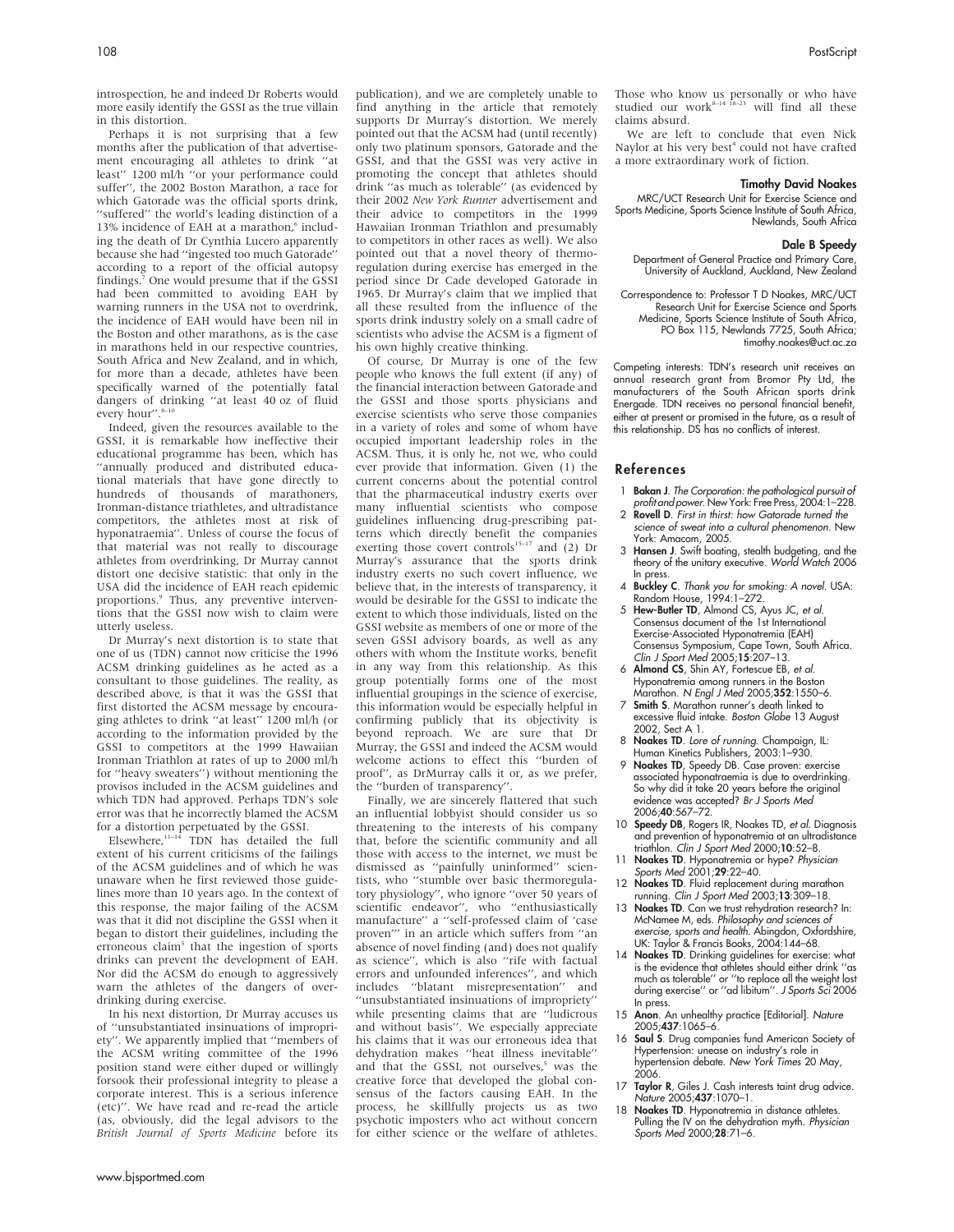introspection, he and indeed Dr Roberts would more easily identify the GSSI as the true villain in this distortion.

Perhaps it is not surprising that a few months after the publication of that advertisement encouraging all athletes to drink ''at least'' 1200 ml/h ''or your performance could suffer'', the 2002 Boston Marathon, a race for which Gatorade was the official sports drink, ''suffered'' the world's leading distinction of a 13% incidence of EAH at a marathon,[6] including the death of Dr Cynthia Lucero apparently because she had ''ingested too much Gatorade'' according to a report of the official autopsy findings.[7] One would presume that if the GSSI had been committed to avoiding EAH by warning runners in the USA not to overdrink, the incidence of EAH would have been nil in the Boston and other marathons, as is the case in marathons held in our respective countries, South Africa and New Zealand, and in which, for more than a decade, athletes have been specifically warned of the potentially fatal dangers of drinking ''at least 40 oz of fluid every hour''.[8–10]

Indeed, given the resources available to the GSSI, it is remarkable how ineffective their educational programme has been, which has ''annually produced and distributed educational materials that have gone directly to hundreds of thousands of marathoners, Ironman-distance triathletes, and ultradistance competitors, the athletes most at risk of hyponatraemia''. Unless of course the focus of that material was not really to discourage athletes from overdrinking, Dr Murray cannot distort one decisive statistic: that only in the USA did the incidence of EAH reach epidemic proportions.[9] Thus, any preventive interventions that the GSSI now wish to claim were utterly useless.

Dr Murray's next distortion is to state that one of us (TDN) cannot now criticise the 1996 ACSM drinking guidelines as he acted as a consultant to those guidelines. The reality, as described above, is that it was the GSSI that first distorted the ACSM message by encouraging athletes to drink ''at least'' 1200 ml/h (or according to the information provided by the GSSI to competitors at the 1999 Hawaiian Ironman Triathlon at rates of up to 2000 ml/h for ''heavy sweaters'') without mentioning the provisos included in the ACSM guidelines and which TDN had approved. Perhaps TDN's sole error was that he incorrectly blamed the ACSM for a distortion perpetuated by the GSSI.

Elsewhere,[11–14] TDN has detailed the full extent of his current criticisms of the failings of the ACSM guidelines and of which he was unaware when he first reviewed those guidelines more than 10 years ago. In the context of this response, the major failing of the ACSM was that it did not discipline the GSSI when it began to distort their guidelines, including the erroneous claim[5] that the ingestion of sports drinks can prevent the development of EAH. Nor did the ACSM do enough to aggressively warn the athletes of the dangers of overdrinking during exercise.

In his next distortion, Dr Murray accuses us of ''unsubstantiated insinuations of impropriety''. We apparently implied that ''members of the ACSM writing committee of the 1996 position stand were either duped or willingly forsook their professional integrity to please a corporate interest. This is a serious inference (etc)''. We have read and re-read the article (as, obviously, did the legal advisors to the *British Journal of Sports Medicine* before its publication), and we are completely unable to find anything in the article that remotely supports Dr Murray's distortion. We merely pointed out that the ACSM had (until recently) only two platinum sponsors, Gatorade and the GSSI, and that the GSSI was very active in promoting the concept that athletes should drink ''as much as tolerable'' (as evidenced by their 2002 *New York Runner* advertisement and their advice to competitors in the 1999 Hawaiian Ironman Triathlon and presumably to competitors in other races as well). We also pointed out that a novel theory of thermoregulation during exercise has emerged in the period since Dr Cade developed Gatorade in 1965. Dr Murray's claim that we implied that all these resulted from the influence of the sports drink industry solely on a small cadre of scientists who advise the ACSM is a figment of his own highly creative thinking.

Of course, Dr Murray is one of the few people who knows the full extent (if any) of the financial interaction between Gatorade and the GSSI and those sports physicians and exercise scientists who serve those companies in a variety of roles and some of whom have occupied important leadership roles in the ACSM. Thus, it is only he, not we, who could ever provide that information. Given (1) the current concerns about the potential control that the pharmaceutical industry exerts over many influential scientists who compose guidelines influencing drug-prescribing patterns which directly benefit the companies exerting those covert controls[15–17] and (2) Dr Murray's assurance that the sports drink industry exerts no such covert influence, we believe that, in the interests of transparency, it would be desirable for the GSSI to indicate the extent to which those individuals, listed on the GSSI website as members of one or more of the seven GSSI advisory boards, as well as any others with whom the Institute works, benefit in any way from this relationship. As this group potentially forms one of the most influential groupings in the science of exercise, this information would be especially helpful in confirming publicly that its objectivity is beyond reproach. We are sure that Dr Murray, the GSSI and indeed the ACSM would welcome actions to effect this ''burden of proof'', as DrMurray calls it or, as we prefer, the ''burden of transparency''.

Finally, we are sincerely flattered that such an influential lobbyist should consider us so threatening to the interests of his company that, before the scientific community and all those with access to the internet, we must be dismissed as ''painfully uninformed'' scientists, who ''stumble over basic thermoregulatory physiology'', who ignore ''over 50 years of scientific endeavor'', who ''enthusiastically manufacture'' a ''self-professed claim of 'case proven''' in an article which suffers from ''an absence of novel finding (and) does not qualify as science'', which is also ''rife with factual errors and unfounded inferences'', and which includes ''blatant misrepresentation'' and ''unsubstantiated insinuations of impropriety'' while presenting claims that are ''ludicrous and without basis''. We especially appreciate his claims that it was our erroneous idea that dehydration makes ''heat illness inevitable'' and that the GSSI, not ourselves,[5] was the creative force that developed the global consensus of the factors causing EAH. In the process, he skillfully projects us as two psychotic imposters who act without concern for either science or the welfare of athletes. Those who know us personally or who have studied our work[8–14 18–23] will find all these claims absurd.

We are left to conclude that even Nick Naylor at his very best[4] could not have crafted a more extraordinary work of fiction.

**Timothy David Noakes**
MRC/UCT Research Unit for Exercise Science and Sports Medicine, Sports Science Institute of South Africa, Newlands, South Africa

**Dale B Speedy**
Department of General Practice and Primary Care, University of Auckland, Auckland, New Zealand

Correspondence to: Professor T D Noakes, MRC/UCT Research Unit for Exercise Science and Sports Medicine, Sports Science Institute of South Africa, PO Box 115, Newlands 7725, South Africa; timothy.noakes@uct.ac.za

Competing interests: TDN's research unit receives an annual research grant from Bromor Pty Ltd, the manufacturers of the South African sports drink Energade. TDN receives no personal financial benefit, either at present or promised in the future, as a result of this relationship. DS has no conflicts of interest.

## References

1. **Bakan J**. *The Corporation: the pathological pursuit of profit and power*. New York: Free Press, 2004:1–228.
2. **Rovell D**. *First in thirst: how Gatorade turned the science of sweat into a cultural phenomenon*. New York: Amacom, 2005.
3. **Hansen J**. Swift boating, stealth budgeting, and the theory of the unitary executive. *World Watch* 2006 In press.
4. **Buckley C**. *Thank you for smoking: A novel*. USA: Random House, 1994:1–272.
5. **Hew-Butler TD**, Almond CS, Ayus JC, *et al*. Consensus document of the 1st International Exercise-Associated Hyponatremia (EAH) Consensus Symposium, Cape Town, South Africa. *Clin J Sport Med* 2005;**15**:207–13.
6. **Almond CS**, Shin AY, Fortescue EB, *et al*. Hyponatremia among runners in the Boston Marathon. *N Engl J Med* 2005;**352**:1550–6.
7. **Smith S**. Marathon runner's death linked to excessive fluid intake. *Boston Globe* 13 August 2002, Sect A 1.
8. **Noakes TD**. *Lore of running*. Champaign, IL: Human Kinetics Publishers, 2003:1–930.
9. **Noakes TD**, Speedy DB. Case proven: exercise associated hyponatraemia is due to overdrinking. So why did it take 20 years before the original evidence was accepted? *Br J Sports Med* 2006;**40**:567–72.
10. **Speedy DB**, Rogers IR, Noakes TD, *et al*. Diagnosis and prevention of hyponatremia at an ultradistance triathlon. *Clin J Sport Med* 2000;**10**:52–8.
11. **Noakes TD**. Hyponatremia or hype? *Physician Sports Med* 2001;**29**:22–40.
12. **Noakes TD**. Fluid replacement during marathon running. *Clin J Sport Med* 2003;**13**:309–18.
13. **Noakes TD**. Can we trust rehydration research? In: McNamee M, eds. *Philosophy and sciences of exercise, sports and health*. Abingdon, Oxfordshire, UK: Taylor & Francis Books, 2004:144–68.
14. **Noakes TD**. Drinking guidelines for exercise: what is the evidence that athletes should either drink ''as much as tolerable'' or ''to replace all the weight lost during exercise'' or ''ad libitum''. *J Sports Sci* 2006 In press.
15. **Anon**. An unhealthy practice [Editorial]. *Nature* 2005;**437**:1065–6.
16. **Saul S**. Drug companies fund American Society of Hypertension: unease on industry's role in hypertension debate. *New York Times* 20 May, 2006.
17. **Taylor R**, Giles J. Cash interests taint drug advice. *Nature* 2005;**437**:1070–1.
18. **Noakes TD**. Hyponatremia in distance athletes. Pulling the IV on the dehydration myth. *Physician Sports Med* 2000;**28**:71–6.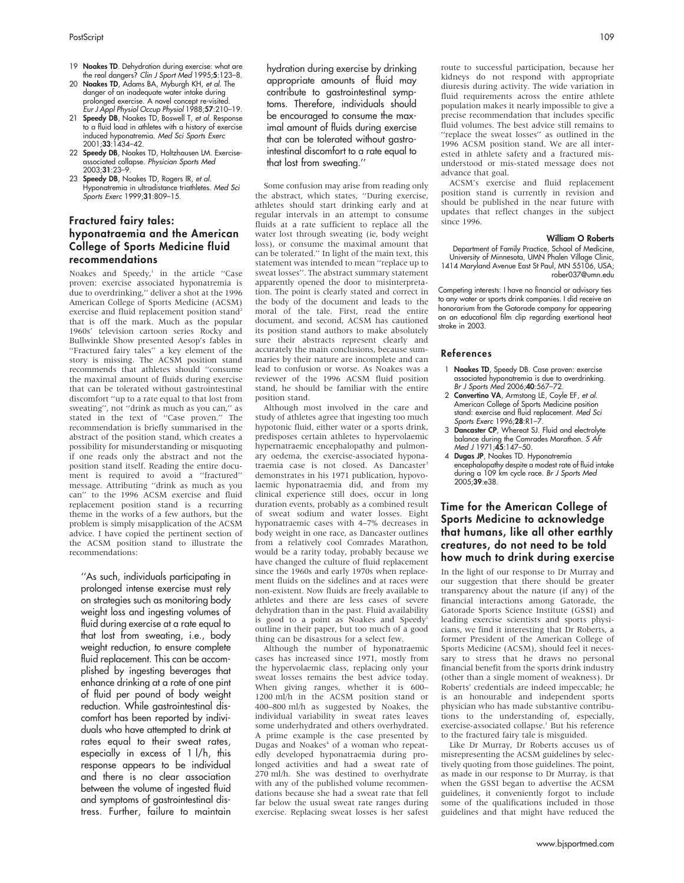19 **Noakes TD**. Dehydration during exercise: what are the real dangers? *Clin J Sport Med* 1995;**5**:123–8.
20 **Noakes TD**, Adams BA, Myburgh KH, *et al*. The danger of an inadequate water intake during prolonged exercise. A novel concept re-visited. *Eur J Appl Physiol Occup Physiol* 1988;**57**:210–19.
21 **Speedy DB**, Noakes TD, Boswell T, *et al*. Response to a fluid load in athletes with a history of exercise induced hyponatremia. *Med Sci Sports Exerc* 2001;**33**:1434–42.
22 **Speedy DB**, Noakes TD, Holtzhausen LM. Exercise-associated collapse. *Physician Sports Med* 2003;**31**:23–9.
23 **Speedy DB**, Noakes TD, Rogers IR, *et al*. Hyponatremia in ultradistance triathletes. *Med Sci Sports Exerc* 1999;**31**:809–15.

## Fractured fairy tales: hyponatraemia and the American College of Sports Medicine fluid recommendations

Noakes and Speedy,[1] in the article "Case proven: exercise associated hyponatremia is due to overdrinking," deliver a shot at the 1996 American College of Sports Medicine (ACSM) exercise and fluid replacement position stand[2] that is off the mark. Much as the popular 1960s' television cartoon series Rocky and Bullwinkle Show presented Aesop's fables in "Fractured fairy tales" a key element of the story is missing. The ACSM position stand recommends that athletes should "consume the maximal amount of fluids during exercise that can be tolerated without gastrointestinal discomfort "up to a rate equal to that lost from sweating", not "drink as much as you can," as stated in the text of "Case proven." The recommendation is briefly summarised in the abstract of the position stand, which creates a possibility for misunderstanding or misquoting if one reads only the abstract and not the position stand itself. Reading the entire document is required to avoid a "fractured" message. Attributing "drink as much as you can" to the 1996 ACSM exercise and fluid replacement position stand is a recurring theme in the works of a few authors, but the problem is simply misapplication of the ACSM advice. I have copied the pertinent section of the ACSM position stand to illustrate the recommendations:

> "As such, individuals participating in prolonged intense exercise must rely on strategies such as monitoring body weight loss and ingesting volumes of fluid during exercise at a rate equal to that lost from sweating, i.e., body weight reduction, to ensure complete fluid replacement. This can be accomplished by ingesting beverages that enhance drinking at a rate of one pint of fluid per pound of body weight reduction. While gastrointestinal discomfort has been reported by individuals who have attempted to drink at rates equal to their sweat rates, especially in excess of 1 l/h, this response appears to be individual and there is no clear association between the volume of ingested fluid and symptoms of gastrointestinal distress. Further, failure to maintain hydration during exercise by drinking appropriate amounts of fluid may contribute to gastrointestinal symptoms. Therefore, individuals should be encouraged to consume the maximal amount of fluids during exercise that can be tolerated without gastrointestinal discomfort to a rate equal to that lost from sweating."

Some confusion may arise from reading only the abstract, which states, "During exercise, athletes should start drinking early and at regular intervals in an attempt to consume fluids at a rate sufficient to replace all the water lost through sweating (ie, body weight loss), or consume the maximal amount that can be tolerated." In light of the main text, this statement was intended to mean "replace up to sweat losses". The abstract summary statement apparently opened the door to misinterpretation. The point is clearly stated and correct in the body of the document and leads to the moral of the tale. First, read the entire document, and second, ACSM has cautioned its position stand authors to make absolutely sure their abstracts represent clearly and accurately the main conclusions, because summaries by their nature are incomplete and can lead to confusion or worse. As Noakes was a reviewer of the 1996 ACSM fluid position stand, he should be familiar with the entire position stand.

Although most involved in the care and study of athletes agree that ingesting too much hypotonic fluid, either water or a sports drink, predisposes certain athletes to hypervolaemic hypernatraemic encephalopathy and pulmonary oedema, the exercise-associated hyponatraemia case is not closed. As Dancaster[3] demonstrates in his 1971 publication, hypovolaemic hyponatraemia did, and from my clinical experience still does, occur in long duration events, probably as a combined result of sweat sodium and water losses. Eight hyponatraemic cases with 4–7% decreases in body weight in one race, as Dancaster outlines from a relatively cool Comrades Marathon, would be a rarity today, probably because we have changed the culture of fluid replacement since the 1960s and early 1970s when replacement fluids on the sidelines and at races were non-existent. Now fluids are freely available to athletes and there are less cases of severe dehydration than in the past. Fluid availability is good to a point as Noakes and Speedy[1] outline in their paper, but too much of a good thing can be disastrous for a select few.

Although the number of hyponatraemic cases has increased since 1971, mostly from the hypervolaemic class, replacing only your sweat losses remains the best advice today. When giving ranges, whether it is 600–1200 ml/h in the ACSM position stand or 400–800 ml/h as suggested by Noakes, the individual variability in sweat rates leaves some underhydrated and others overhydrated. A prime example is the case presented by Dugas and Noakes[4] of a woman who repeatedly developed hyponatraemia during prolonged activities and had a sweat rate of 270 ml/h. She was destined to overhydrate with any of the published volume recommendations because she had a sweat rate that fell far below the usual sweat rate ranges during exercise. Replacing sweat losses is her safest route to successful participation, because her kidneys do not respond with appropriate diuresis during activity. The wide variation in fluid requirements across the entire athlete population makes it nearly impossible to give a precise recommendation that includes specific fluid volumes. The best advice still remains to "replace the sweat losses" as outlined in the 1996 ACSM position stand. We are all interested in athlete safety and a fractured misunderstood or mis-stated message does not advance that goal.

ACSM's exercise and fluid replacement position stand is currently in revision and should be published in the near future with updates that reflect changes in the subject since 1996.

**William O Roberts**

Department of Family Practice, School of Medicine, University of Minnesota, UMN Phalen Village Clinic, 1414 Maryland Avenue East St Paul, MN 55106, USA; rober037@umn.edu

Competing interests: I have no financial or advisory ties to any water or sports drink companies. I did receive an honorarium from the Gatorade company for appearing on an educational film clip regarding exertional heat stroke in 2003.

### References

1 **Noakes TD**, Speedy DB. Case proven: exercise associated hyponatremia is due to overdrinking. *Br J Sports Med* 2006;**40**:567–72.
2 **Convertino VA**, Armstong LE, Coyle EF, *et al*. American College of Sports Medicine position stand: exercise and fluid replacement. *Med Sci Sports Exerc* 1996;**28**:R1–7.
3 **Dancaster CP**, Whereat SJ. Fluid and electrolyte balance during the Comrades Marathon. *S Afr Med J* 1971;**45**:147–50.
4 **Dugas JP**, Noakes TD. Hyponatremia encephalopathy despite a modest rate of fluid intake during a 109 km cycle race. *Br J Sports Med* 2005;**39**:e38.

## Time for the American College of Sports Medicine to acknowledge that humans, like all other earthly creatures, do not need to be told how much to drink during exercise

In the light of our response to Dr Murray and our suggestion that there should be greater transparency about the nature (if any) of the financial interactions among Gatorade, the Gatorade Sports Science Institute (GSSI) and leading exercise scientists and sports physicians, we find it interesting that Dr Roberts, a former President of the American College of Sports Medicine (ACSM), should feel it necessary to stress that he draws no personal financial benefit from the sports drink industry (other than a single moment of weakness). Dr Roberts' credentials are indeed impeccable; he is an honourable and independent sports physician who has made substantive contributions to the understanding of, especially, exercise-associated collapse.[1] But his reference to the fractured fairy tale is misguided.

Like Dr Murray, Dr Roberts accuses us of misrepresenting the ACSM guidelines by selectively quoting from those guidelines. The point, as made in our response to Dr Murray, is that when the GSSI began to advertise the ACSM guidelines, it conveniently forgot to include some of the qualifications included in those guidelines and that might have reduced the